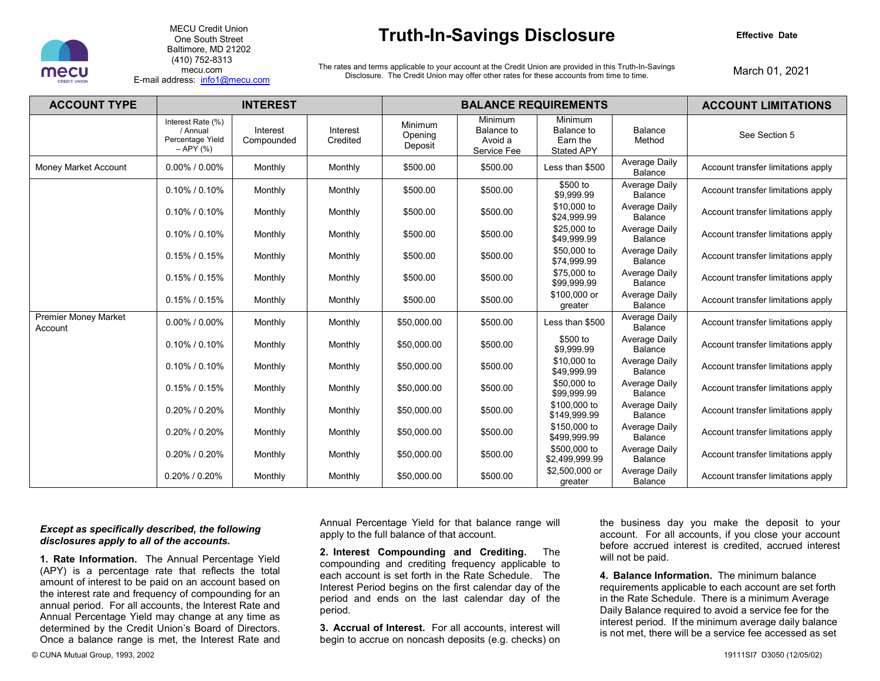MECU Credit Union
One South Street
Baltimore, MD 21202
(410) 752-8313
mecu.com
E-mail address: info1@mecu.com

# Truth-In-Savings Disclosure

**Effective Date**

March 01, 2021

The rates and terms applicable to your account at the Credit Union are provided in this Truth-In-Savings Disclosure. The Credit Union may offer other rates for these accounts from time to time.

| ACCOUNT TYPE | INTEREST | | | BALANCE REQUIREMENTS | | | | ACCOUNT LIMITATIONS |
|---|---|---|---|---|---|---|---|---|
| | Interest Rate (%) / Annual Percentage Yield – APY (%) | Interest Compounded | Interest Credited | Minimum Opening Deposit | Minimum Balance to Avoid a Service Fee | Minimum Balance to Earn the Stated APY | Balance Method | See Section 5 |
| Money Market Account | 0.00% / 0.00% | Monthly | Monthly | $500.00 | $500.00 | Less than $500 | Average Daily Balance | Account transfer limitations apply |
| | 0.10% / 0.10% | Monthly | Monthly | $500.00 | $500.00 | $500 to $9,999.99 | Average Daily Balance | Account transfer limitations apply |
| | 0.10% / 0.10% | Monthly | Monthly | $500.00 | $500.00 | $10,000 to $24,999.99 | Average Daily Balance | Account transfer limitations apply |
| | 0.10% / 0.10% | Monthly | Monthly | $500.00 | $500.00 | $25,000 to $49,999.99 | Average Daily Balance | Account transfer limitations apply |
| | 0.15% / 0.15% | Monthly | Monthly | $500.00 | $500.00 | $50,000 to $74,999.99 | Average Daily Balance | Account transfer limitations apply |
| | 0.15% / 0.15% | Monthly | Monthly | $500.00 | $500.00 | $75,000 to $99,999.99 | Average Daily Balance | Account transfer limitations apply |
| | 0.15% / 0.15% | Monthly | Monthly | $500.00 | $500.00 | $100,000 or greater | Average Daily Balance | Account transfer limitations apply |
| Premier Money Market Account | 0.00% / 0.00% | Monthly | Monthly | $50,000.00 | $500.00 | Less than $500 | Average Daily Balance | Account transfer limitations apply |
| | 0.10% / 0.10% | Monthly | Monthly | $50,000.00 | $500.00 | $500 to $9,999.99 | Average Daily Balance | Account transfer limitations apply |
| | 0.10% / 0.10% | Monthly | Monthly | $50,000.00 | $500.00 | $10,000 to $49,999.99 | Average Daily Balance | Account transfer limitations apply |
| | 0.15% / 0.15% | Monthly | Monthly | $50,000.00 | $500.00 | $50,000 to $99,999.99 | Average Daily Balance | Account transfer limitations apply |
| | 0.20% / 0.20% | Monthly | Monthly | $50,000.00 | $500.00 | $100,000 to $149,999.99 | Average Daily Balance | Account transfer limitations apply |
| | 0.20% / 0.20% | Monthly | Monthly | $50,000.00 | $500.00 | $150,000 to $499,999.99 | Average Daily Balance | Account transfer limitations apply |
| | 0.20% / 0.20% | Monthly | Monthly | $50,000.00 | $500.00 | $500,000 to $2,499,999.99 | Average Daily Balance | Account transfer limitations apply |
| | 0.20% / 0.20% | Monthly | Monthly | $50,000.00 | $500.00 | $2,500,000 or greater | Average Daily Balance | Account transfer limitations apply |

***Except as specifically described, the following disclosures apply to all of the accounts.***

**1. Rate Information.** The Annual Percentage Yield (APY) is a percentage rate that reflects the total amount of interest to be paid on an account based on the interest rate and frequency of compounding for an annual period. For all accounts, the Interest Rate and Annual Percentage Yield may change at any time as determined by the Credit Union's Board of Directors. Once a balance range is met, the Interest Rate and Annual Percentage Yield for that balance range will apply to the full balance of that account.

**2. Interest Compounding and Crediting.** The compounding and crediting frequency applicable to each account is set forth in the Rate Schedule. The Interest Period begins on the first calendar day of the period and ends on the last calendar day of the period.

**3. Accrual of Interest.** For all accounts, interest will begin to accrue on noncash deposits (e.g. checks) on the business day you make the deposit to your account. For all accounts, if you close your account before accrued interest is credited, accrued interest will not be paid.

**4. Balance Information.** The minimum balance requirements applicable to each account are set forth in the Rate Schedule. There is a minimum Average Daily Balance required to avoid a service fee for the interest period. If the minimum average daily balance is not met, there will be a service fee accessed as set

© CUNA Mutual Group, 1993, 2002

19111SI7 D3050 (12/05/02)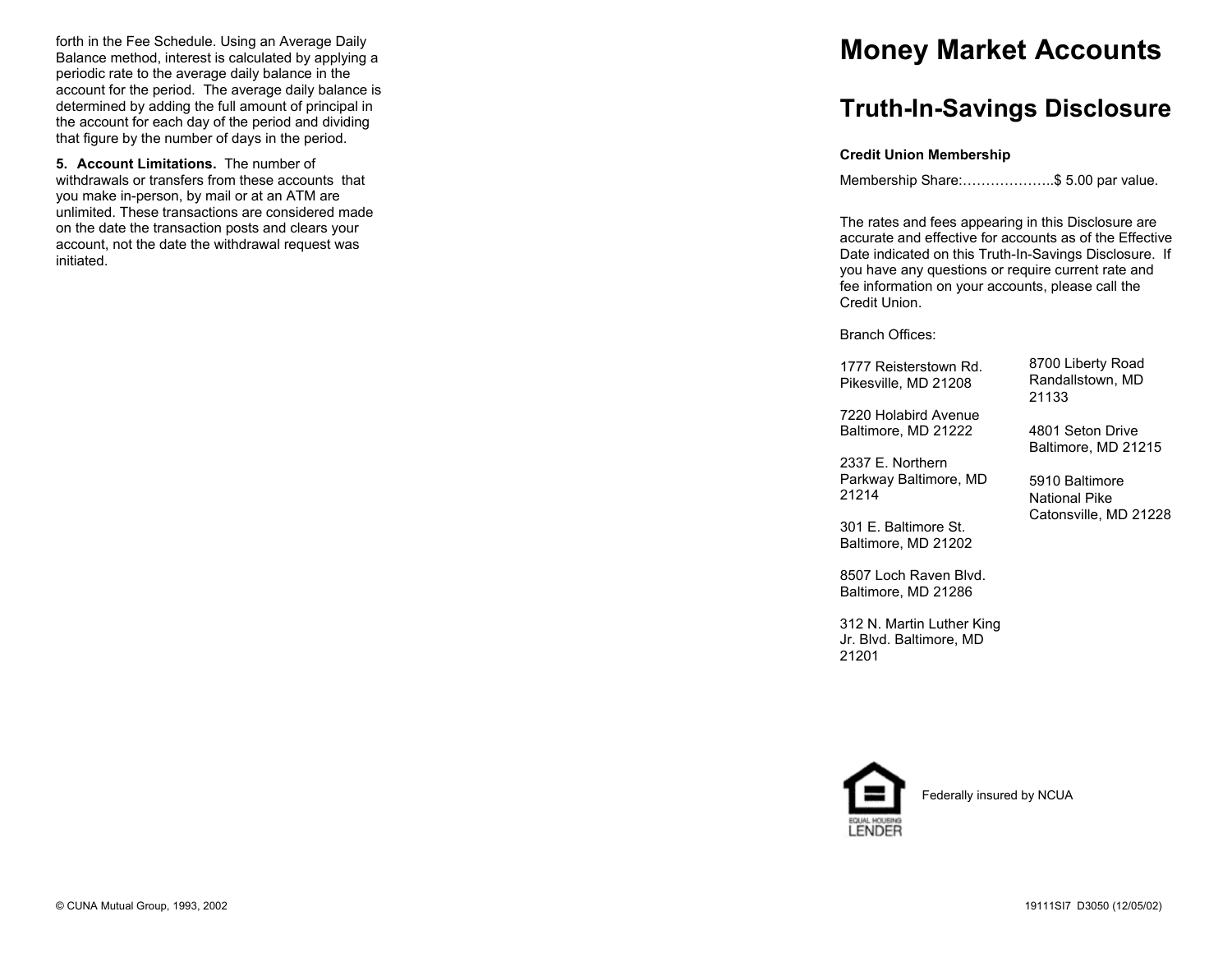forth in the Fee Schedule. Using an Average Daily Balance method, interest is calculated by applying a periodic rate to the average daily balance in the account for the period. The average daily balance is determined by adding the full amount of principal in the account for each day of the period and dividing that figure by the number of days in the period.

**5. Account Limitations.** The number of withdrawals or transfers from these accounts that you make in-person, by mail or at an ATM are unlimited. These transactions are considered made on the date the transaction posts and clears your account, not the date the withdrawal request was initiated.

# Money Market Accounts

## Truth-In-Savings Disclosure

**Credit Union Membership**

Membership Share:………………..$ 5.00 par value.

The rates and fees appearing in this Disclosure are accurate and effective for accounts as of the Effective Date indicated on this Truth-In-Savings Disclosure. If you have any questions or require current rate and fee information on your accounts, please call the Credit Union.

Branch Offices:

1777 Reisterstown Rd.
Pikesville, MD 21208

7220 Holabird Avenue
Baltimore, MD 21222

2337 E. Northern Parkway Baltimore, MD 21214

301 E. Baltimore St.
Baltimore, MD 21202

8507 Loch Raven Blvd.
Baltimore, MD 21286

312 N. Martin Luther King Jr. Blvd. Baltimore, MD 21201

8700 Liberty Road
Randallstown, MD 21133

4801 Seton Drive
Baltimore, MD 21215

5910 Baltimore National Pike
Catonsville, MD 21228

EQUAL HOUSING LENDER

Federally insured by NCUA

© CUNA Mutual Group, 1993, 2002

19111SI7 D3050 (12/05/02)